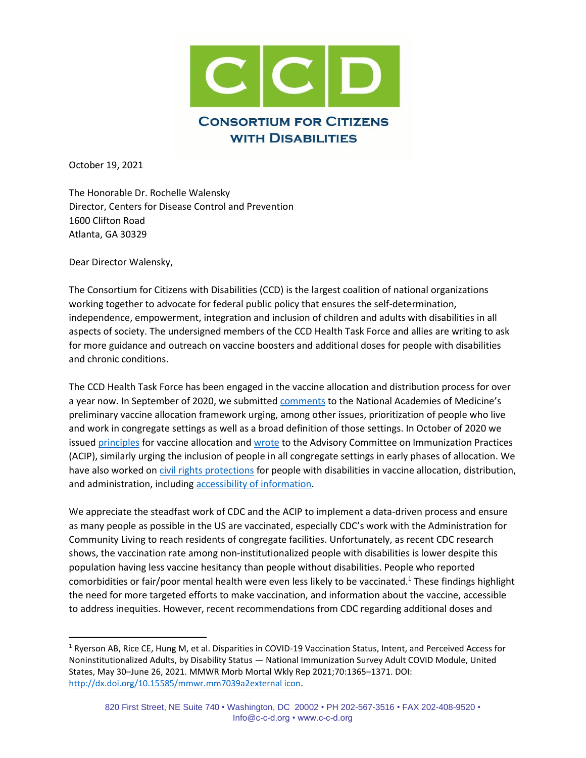# CONSORTIUM FOR CITIZENS WITH DISABILITIES

October 19, 2021

The Honorable Dr. Rochelle Walensky
Director, Centers for Disease Control and Prevention
1600 Clifton Road
Atlanta, GA 30329

Dear Director Walensky,

The Consortium for Citizens with Disabilities (CCD) is the largest coalition of national organizations working together to advocate for federal public policy that ensures the self-determination, independence, empowerment, integration and inclusion of children and adults with disabilities in all aspects of society. The undersigned members of the CCD Health Task Force and allies are writing to ask for more guidance and outreach on vaccine boosters and additional doses for people with disabilities and chronic conditions.

The CCD Health Task Force has been engaged in the vaccine allocation and distribution process for over a year now. In September of 2020, we submitted comments to the National Academies of Medicine's preliminary vaccine allocation framework urging, among other issues, prioritization of people who live and work in congregate settings as well as a broad definition of those settings. In October of 2020 we issued principles for vaccine allocation and wrote to the Advisory Committee on Immunization Practices (ACIP), similarly urging the inclusion of people in all congregate settings in early phases of allocation. We have also worked on civil rights protections for people with disabilities in vaccine allocation, distribution, and administration, including accessibility of information.

We appreciate the steadfast work of CDC and the ACIP to implement a data-driven process and ensure as many people as possible in the US are vaccinated, especially CDC's work with the Administration for Community Living to reach residents of congregate facilities. Unfortunately, as recent CDC research shows, the vaccination rate among non-institutionalized people with disabilities is lower despite this population having less vaccine hesitancy than people without disabilities. People who reported comorbidities or fair/poor mental health were even less likely to be vaccinated.[1] These findings highlight the need for more targeted efforts to make vaccination, and information about the vaccine, accessible to address inequities. However, recent recommendations from CDC regarding additional doses and

---

[1] Ryerson AB, Rice CE, Hung M, et al. Disparities in COVID-19 Vaccination Status, Intent, and Perceived Access for Noninstitutionalized Adults, by Disability Status — National Immunization Survey Adult COVID Module, United States, May 30–June 26, 2021. MMWR Morb Mortal Wkly Rep 2021;70:1365–1371. DOI: http://dx.doi.org/10.15585/mmwr.mm7039a2external icon.

820 First Street, NE Suite 740 • Washington, DC 20002 • PH 202-567-3516 • FAX 202-408-9520 • Info@c-c-d.org • www.c-c-d.org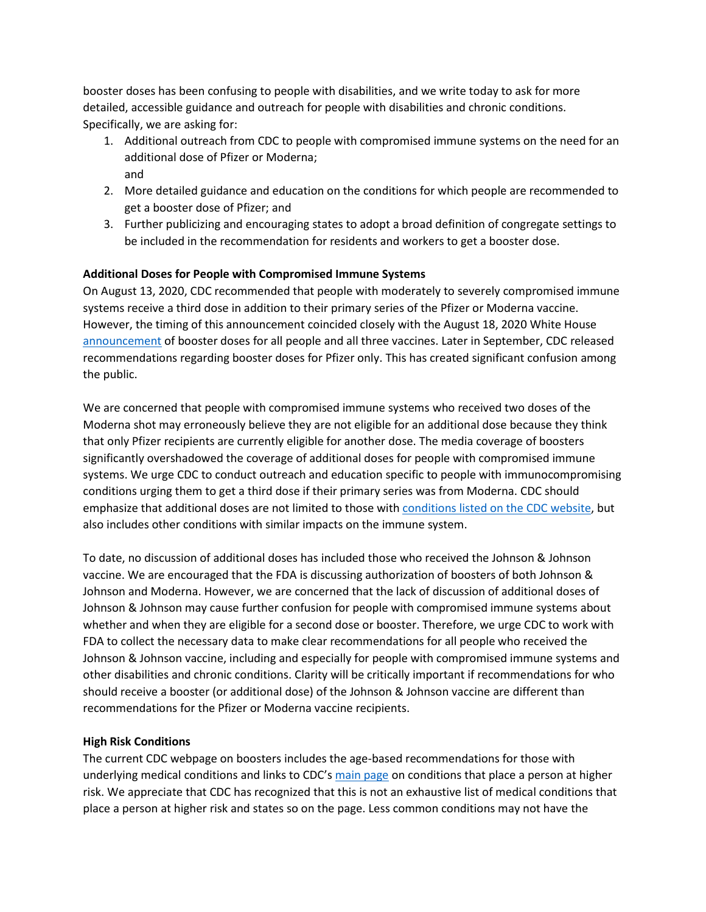booster doses has been confusing to people with disabilities, and we write today to ask for more detailed, accessible guidance and outreach for people with disabilities and chronic conditions. Specifically, we are asking for:

1. Additional outreach from CDC to people with compromised immune systems on the need for an additional dose of Pfizer or Moderna;
   and
2. More detailed guidance and education on the conditions for which people are recommended to get a booster dose of Pfizer; and
3. Further publicizing and encouraging states to adopt a broad definition of congregate settings to be included in the recommendation for residents and workers to get a booster dose.

**Additional Doses for People with Compromised Immune Systems**

On August 13, 2020, CDC recommended that people with moderately to severely compromised immune systems receive a third dose in addition to their primary series of the Pfizer or Moderna vaccine. However, the timing of this announcement coincided closely with the August 18, 2020 White House announcement of booster doses for all people and all three vaccines. Later in September, CDC released recommendations regarding booster doses for Pfizer only. This has created significant confusion among the public.

We are concerned that people with compromised immune systems who received two doses of the Moderna shot may erroneously believe they are not eligible for an additional dose because they think that only Pfizer recipients are currently eligible for another dose. The media coverage of boosters significantly overshadowed the coverage of additional doses for people with compromised immune systems. We urge CDC to conduct outreach and education specific to people with immunocompromising conditions urging them to get a third dose if their primary series was from Moderna. CDC should emphasize that additional doses are not limited to those with conditions listed on the CDC website, but also includes other conditions with similar impacts on the immune system.

To date, no discussion of additional doses has included those who received the Johnson & Johnson vaccine. We are encouraged that the FDA is discussing authorization of boosters of both Johnson & Johnson and Moderna. However, we are concerned that the lack of discussion of additional doses of Johnson & Johnson may cause further confusion for people with compromised immune systems about whether and when they are eligible for a second dose or booster. Therefore, we urge CDC to work with FDA to collect the necessary data to make clear recommendations for all people who received the Johnson & Johnson vaccine, including and especially for people with compromised immune systems and other disabilities and chronic conditions. Clarity will be critically important if recommendations for who should receive a booster (or additional dose) of the Johnson & Johnson vaccine are different than recommendations for the Pfizer or Moderna vaccine recipients.

**High Risk Conditions**

The current CDC webpage on boosters includes the age-based recommendations for those with underlying medical conditions and links to CDC's main page on conditions that place a person at higher risk. We appreciate that CDC has recognized that this is not an exhaustive list of medical conditions that place a person at higher risk and states so on the page. Less common conditions may not have the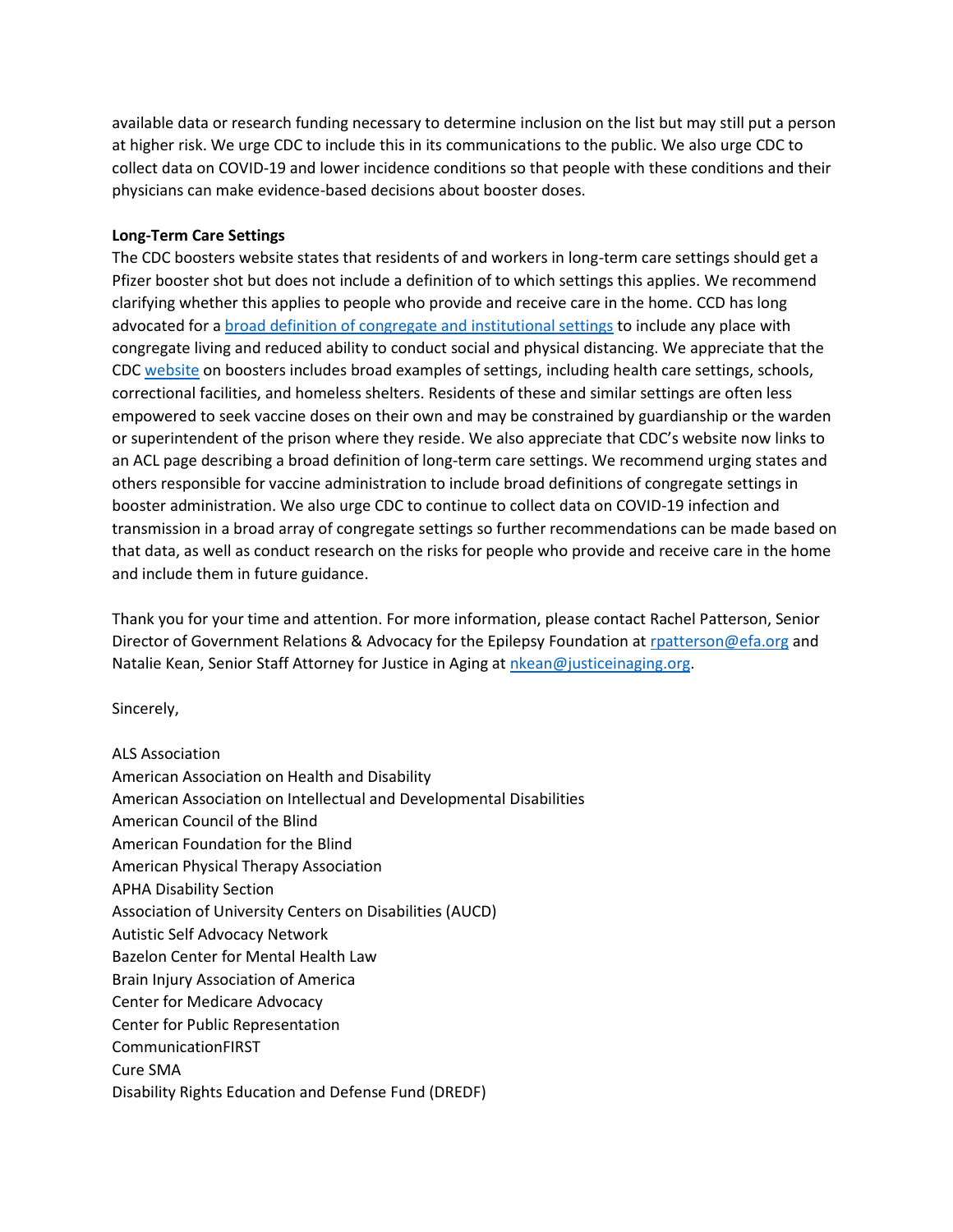available data or research funding necessary to determine inclusion on the list but may still put a person at higher risk. We urge CDC to include this in its communications to the public. We also urge CDC to collect data on COVID-19 and lower incidence conditions so that people with these conditions and their physicians can make evidence-based decisions about booster doses.

**Long-Term Care Settings**

The CDC boosters website states that residents of and workers in long-term care settings should get a Pfizer booster shot but does not include a definition of to which settings this applies. We recommend clarifying whether this applies to people who provide and receive care in the home. CCD has long advocated for a broad definition of congregate and institutional settings to include any place with congregate living and reduced ability to conduct social and physical distancing. We appreciate that the CDC website on boosters includes broad examples of settings, including health care settings, schools, correctional facilities, and homeless shelters. Residents of these and similar settings are often less empowered to seek vaccine doses on their own and may be constrained by guardianship or the warden or superintendent of the prison where they reside. We also appreciate that CDC's website now links to an ACL page describing a broad definition of long-term care settings. We recommend urging states and others responsible for vaccine administration to include broad definitions of congregate settings in booster administration. We also urge CDC to continue to collect data on COVID-19 infection and transmission in a broad array of congregate settings so further recommendations can be made based on that data, as well as conduct research on the risks for people who provide and receive care in the home and include them in future guidance.

Thank you for your time and attention. For more information, please contact Rachel Patterson, Senior Director of Government Relations & Advocacy for the Epilepsy Foundation at rpatterson@efa.org and Natalie Kean, Senior Staff Attorney for Justice in Aging at nkean@justiceinaging.org.

Sincerely,

ALS Association
American Association on Health and Disability
American Association on Intellectual and Developmental Disabilities
American Council of the Blind
American Foundation for the Blind
American Physical Therapy Association
APHA Disability Section
Association of University Centers on Disabilities (AUCD)
Autistic Self Advocacy Network
Bazelon Center for Mental Health Law
Brain Injury Association of America
Center for Medicare Advocacy
Center for Public Representation
CommunicationFIRST
Cure SMA
Disability Rights Education and Defense Fund (DREDF)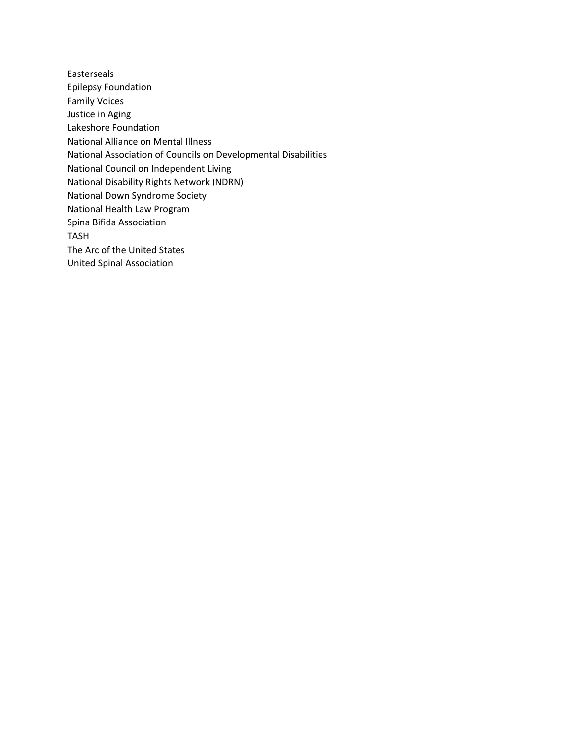Easterseals
Epilepsy Foundation
Family Voices
Justice in Aging
Lakeshore Foundation
National Alliance on Mental Illness
National Association of Councils on Developmental Disabilities
National Council on Independent Living
National Disability Rights Network (NDRN)
National Down Syndrome Society
National Health Law Program
Spina Bifida Association
TASH
The Arc of the United States
United Spinal Association